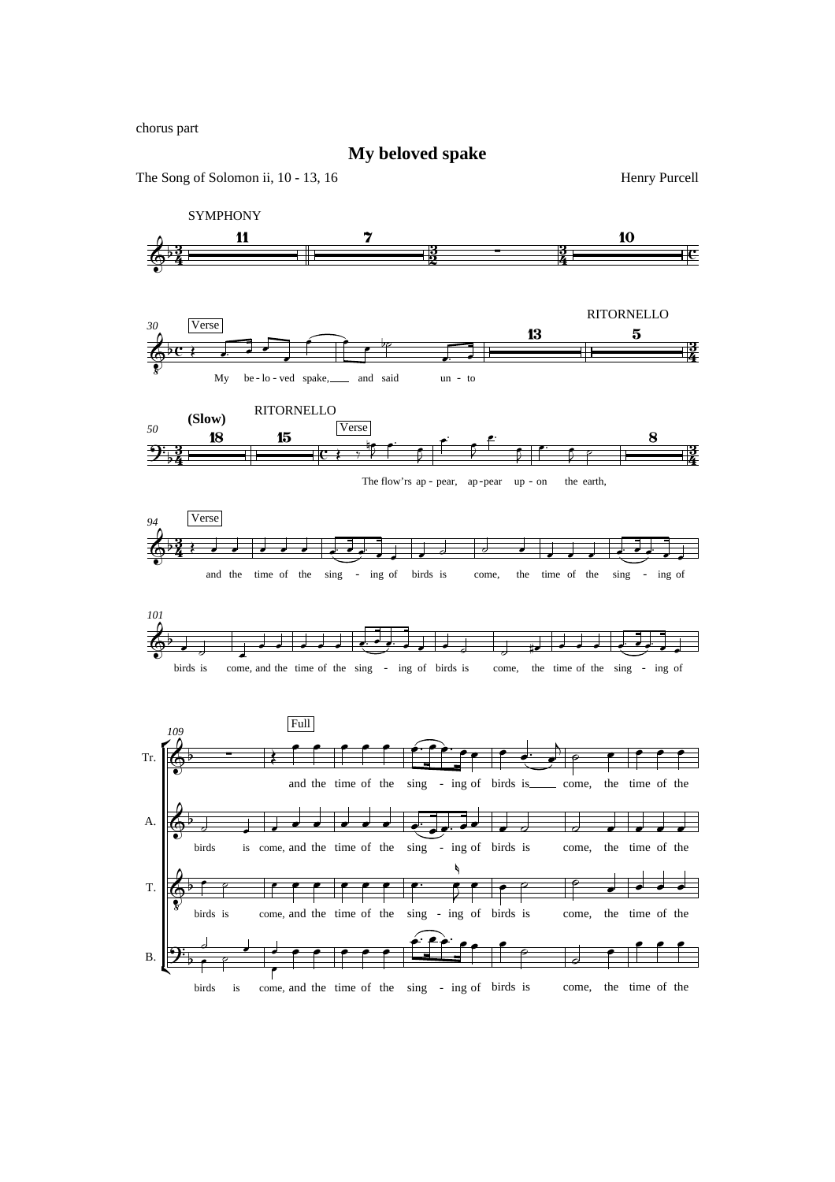chorus part

# My beloved spake

The Song of Solomon ii, 10 - 13, 16

Henry Purcell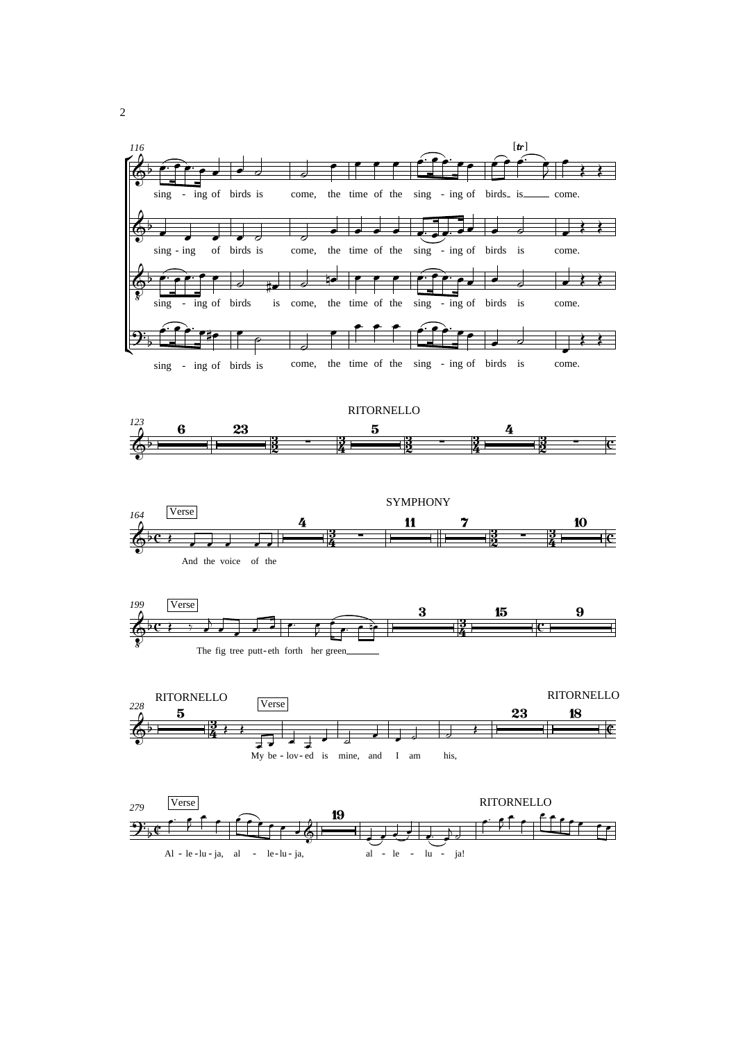sing - ing of birds is come, the time of the sing - ing of birds is come.

sing - ing of birds is come, the time of the sing - ing of birds is come.

sing - ing of birds is come, the time of the sing - ing of birds is come.

sing - ing of birds is come, the time of the sing - ing of birds is come.

RITORNELLO

Verse

And the voice of the

SYMPHONY

Verse

The fig tree putt - eth forth her green

RITORNELLO

Verse

My be - lov - ed is mine, and I am his,

RITORNELLO

Verse

Al - le - lu - ja, al - le - lu - ja, al - le - lu - ja!

RITORNELLO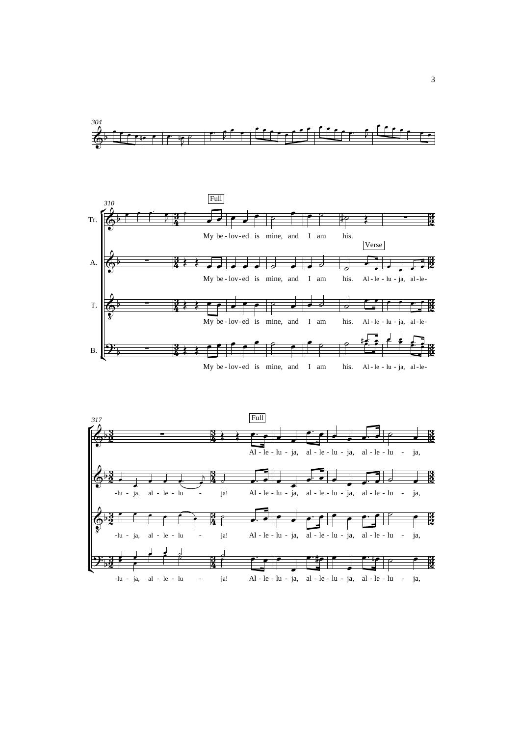304

310

Full

Tr. My be-lov-ed is mine, and I am his.

Verse

A. My be-lov-ed is mine, and I am his. Al-le-lu-ja, al-le-

T. My be-lov-ed is mine, and I am his. Al-le-lu-ja, al-le-

B. My be-lov-ed is mine, and I am his. Al-le-lu-ja, al-le-

317

Full

Al-le-lu-ja, al-le-lu-ja, al-le-lu - ja,

-lu-ja, al-le-lu - ja! Al-le-lu-ja, al-le-lu-ja, al-le-lu - ja,

-lu-ja, al-le-lu - ja! Al-le-lu-ja, al-le-lu-ja, al-le-lu - ja,

-lu-ja, al-le-lu - ja! Al-le-lu-ja, al-le-lu-ja, al-le-lu - ja,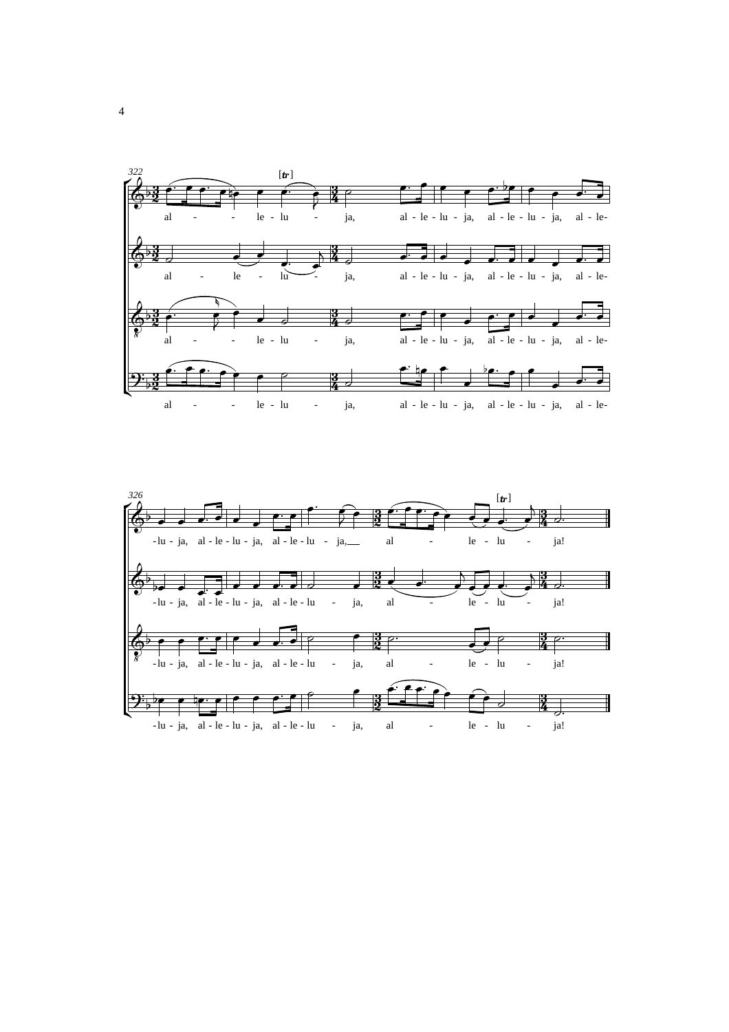322

al - - le - lu - ja, al - le - lu - ja, al - le - lu - ja, al - le-

326

-lu - ja, al - le - lu - ja, al - le - lu - ja, al - le - lu - ja!